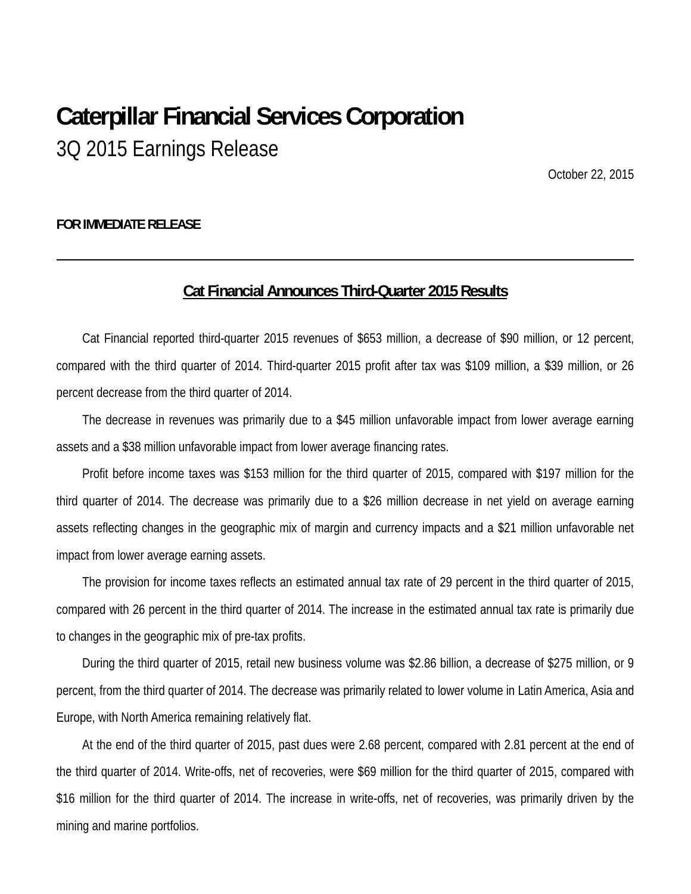# Caterpillar Financial Services Corporation

## 3Q 2015 Earnings Release

October 22, 2015

**FOR IMMEDIATE RELEASE**

---

### Cat Financial Announces Third-Quarter 2015 Results

Cat Financial reported third-quarter 2015 revenues of $653 million, a decrease of $90 million, or 12 percent, compared with the third quarter of 2014. Third-quarter 2015 profit after tax was $109 million, a $39 million, or 26 percent decrease from the third quarter of 2014.

The decrease in revenues was primarily due to a $45 million unfavorable impact from lower average earning assets and a $38 million unfavorable impact from lower average financing rates.

Profit before income taxes was $153 million for the third quarter of 2015, compared with $197 million for the third quarter of 2014. The decrease was primarily due to a $26 million decrease in net yield on average earning assets reflecting changes in the geographic mix of margin and currency impacts and a $21 million unfavorable net impact from lower average earning assets.

The provision for income taxes reflects an estimated annual tax rate of 29 percent in the third quarter of 2015, compared with 26 percent in the third quarter of 2014. The increase in the estimated annual tax rate is primarily due to changes in the geographic mix of pre-tax profits.

During the third quarter of 2015, retail new business volume was $2.86 billion, a decrease of $275 million, or 9 percent, from the third quarter of 2014. The decrease was primarily related to lower volume in Latin America, Asia and Europe, with North America remaining relatively flat.

At the end of the third quarter of 2015, past dues were 2.68 percent, compared with 2.81 percent at the end of the third quarter of 2014. Write-offs, net of recoveries, were $69 million for the third quarter of 2015, compared with $16 million for the third quarter of 2014. The increase in write-offs, net of recoveries, was primarily driven by the mining and marine portfolios.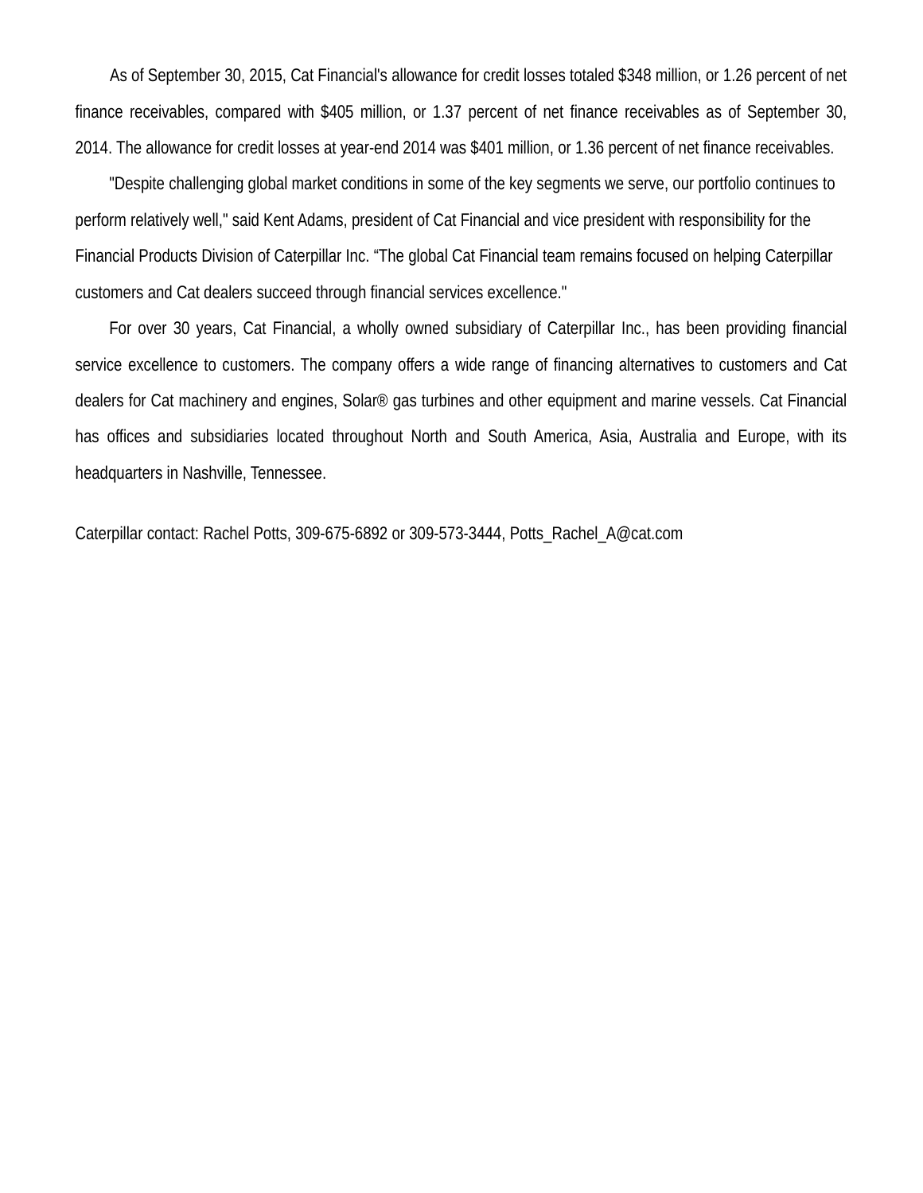As of September 30, 2015, Cat Financial's allowance for credit losses totaled $348 million, or 1.26 percent of net finance receivables, compared with $405 million, or 1.37 percent of net finance receivables as of September 30, 2014. The allowance for credit losses at year-end 2014 was $401 million, or 1.36 percent of net finance receivables.

"Despite challenging global market conditions in some of the key segments we serve, our portfolio continues to perform relatively well," said Kent Adams, president of Cat Financial and vice president with responsibility for the Financial Products Division of Caterpillar Inc. “The global Cat Financial team remains focused on helping Caterpillar customers and Cat dealers succeed through financial services excellence."

For over 30 years, Cat Financial, a wholly owned subsidiary of Caterpillar Inc., has been providing financial service excellence to customers. The company offers a wide range of financing alternatives to customers and Cat dealers for Cat machinery and engines, Solar® gas turbines and other equipment and marine vessels. Cat Financial has offices and subsidiaries located throughout North and South America, Asia, Australia and Europe, with its headquarters in Nashville, Tennessee.

Caterpillar contact: Rachel Potts, 309-675-6892 or 309-573-3444, Potts_Rachel_A@cat.com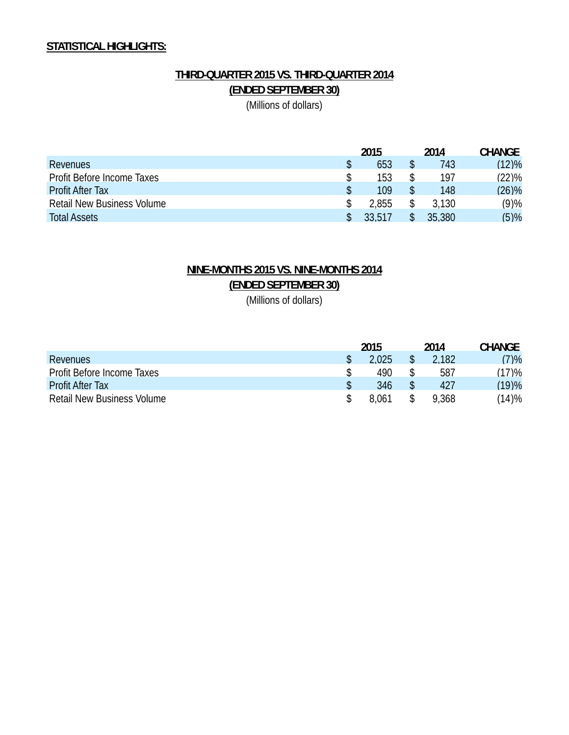**STATISTICAL HIGHLIGHTS:**

**THIRD-QUARTER 2015 VS. THIRD-QUARTER 2014**
**(ENDED SEPTEMBER 30)**
(Millions of dollars)

| | 2015 | 2014 | CHANGE |
|---|---|---|---|
| Revenues | $ 653 | $ 743 | (12)% |
| Profit Before Income Taxes | $ 153 | $ 197 | (22)% |
| Profit After Tax | $ 109 | $ 148 | (26)% |
| Retail New Business Volume | $ 2,855 | $ 3,130 | (9)% |
| Total Assets | $ 33,517 | $ 35,380 | (5)% |

**NINE-MONTHS 2015 VS. NINE-MONTHS 2014**
**(ENDED SEPTEMBER 30)**
(Millions of dollars)

| | 2015 | 2014 | CHANGE |
|---|---|---|---|
| Revenues | $ 2,025 | $ 2,182 | (7)% |
| Profit Before Income Taxes | $ 490 | $ 587 | (17)% |
| Profit After Tax | $ 346 | $ 427 | (19)% |
| Retail New Business Volume | $ 8,061 | $ 9,368 | (14)% |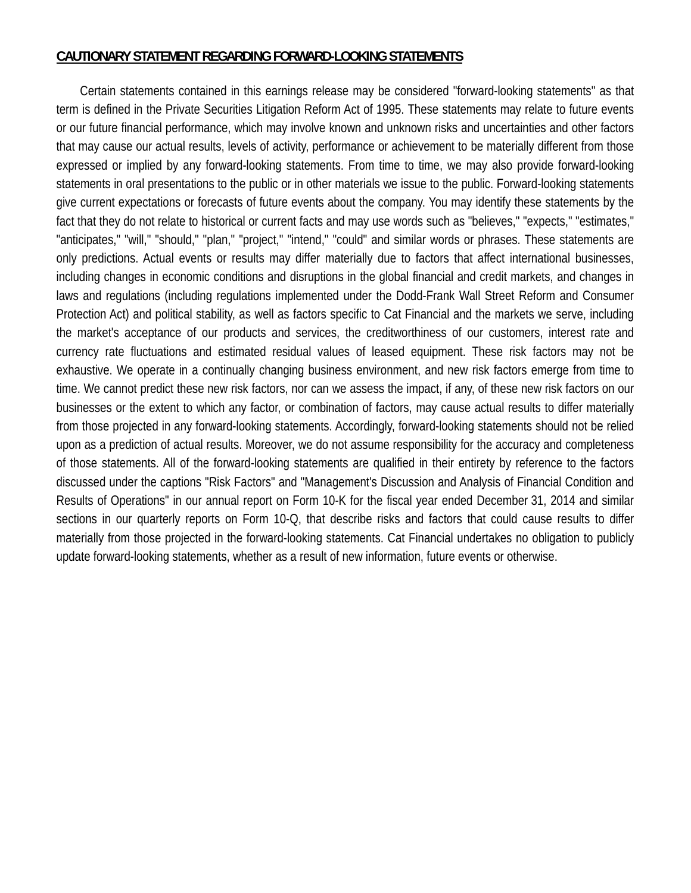## CAUTIONARY STATEMENT REGARDING FORWARD-LOOKING STATEMENTS

Certain statements contained in this earnings release may be considered "forward-looking statements" as that term is defined in the Private Securities Litigation Reform Act of 1995. These statements may relate to future events or our future financial performance, which may involve known and unknown risks and uncertainties and other factors that may cause our actual results, levels of activity, performance or achievement to be materially different from those expressed or implied by any forward-looking statements. From time to time, we may also provide forward-looking statements in oral presentations to the public or in other materials we issue to the public. Forward-looking statements give current expectations or forecasts of future events about the company. You may identify these statements by the fact that they do not relate to historical or current facts and may use words such as "believes," "expects," "estimates," "anticipates," "will," "should," "plan," "project," "intend," "could" and similar words or phrases. These statements are only predictions. Actual events or results may differ materially due to factors that affect international businesses, including changes in economic conditions and disruptions in the global financial and credit markets, and changes in laws and regulations (including regulations implemented under the Dodd-Frank Wall Street Reform and Consumer Protection Act) and political stability, as well as factors specific to Cat Financial and the markets we serve, including the market's acceptance of our products and services, the creditworthiness of our customers, interest rate and currency rate fluctuations and estimated residual values of leased equipment. These risk factors may not be exhaustive. We operate in a continually changing business environment, and new risk factors emerge from time to time. We cannot predict these new risk factors, nor can we assess the impact, if any, of these new risk factors on our businesses or the extent to which any factor, or combination of factors, may cause actual results to differ materially from those projected in any forward-looking statements. Accordingly, forward-looking statements should not be relied upon as a prediction of actual results. Moreover, we do not assume responsibility for the accuracy and completeness of those statements. All of the forward-looking statements are qualified in their entirety by reference to the factors discussed under the captions "Risk Factors" and "Management's Discussion and Analysis of Financial Condition and Results of Operations" in our annual report on Form 10-K for the fiscal year ended December 31, 2014 and similar sections in our quarterly reports on Form 10-Q, that describe risks and factors that could cause results to differ materially from those projected in the forward-looking statements. Cat Financial undertakes no obligation to publicly update forward-looking statements, whether as a result of new information, future events or otherwise.